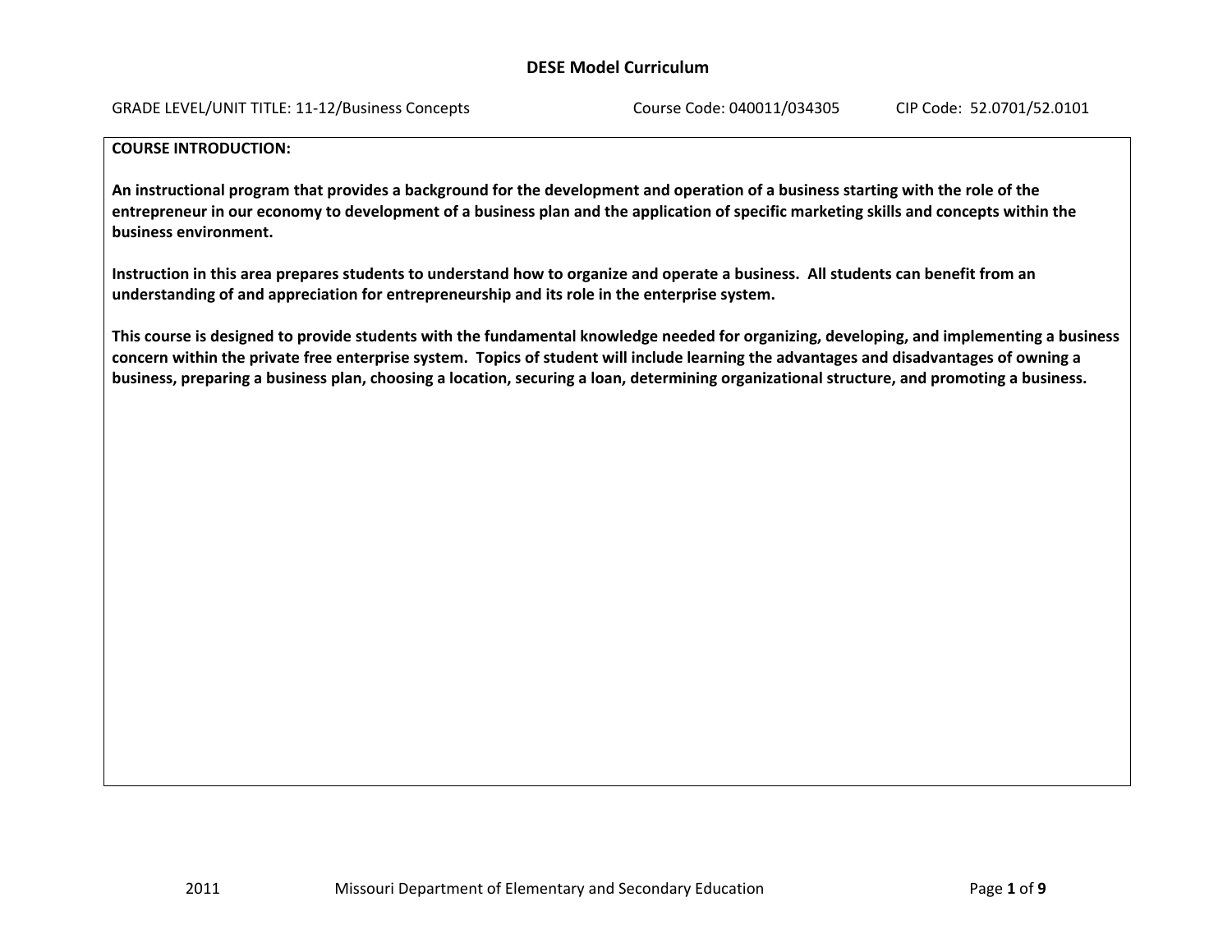# DESE Model Curriculum

GRADE LEVEL/UNIT TITLE: 11-12/Business Concepts    Course Code: 040011/034305    CIP Code: 52.0701/52.0101

**COURSE INTRODUCTION:**

**An instructional program that provides a background for the development and operation of a business starting with the role of the entrepreneur in our economy to development of a business plan and the application of specific marketing skills and concepts within the business environment.**

**Instruction in this area prepares students to understand how to organize and operate a business. All students can benefit from an understanding of and appreciation for entrepreneurship and its role in the enterprise system.**

**This course is designed to provide students with the fundamental knowledge needed for organizing, developing, and implementing a business concern within the private free enterprise system. Topics of student will include learning the advantages and disadvantages of owning a business, preparing a business plan, choosing a location, securing a loan, determining organizational structure, and promoting a business.**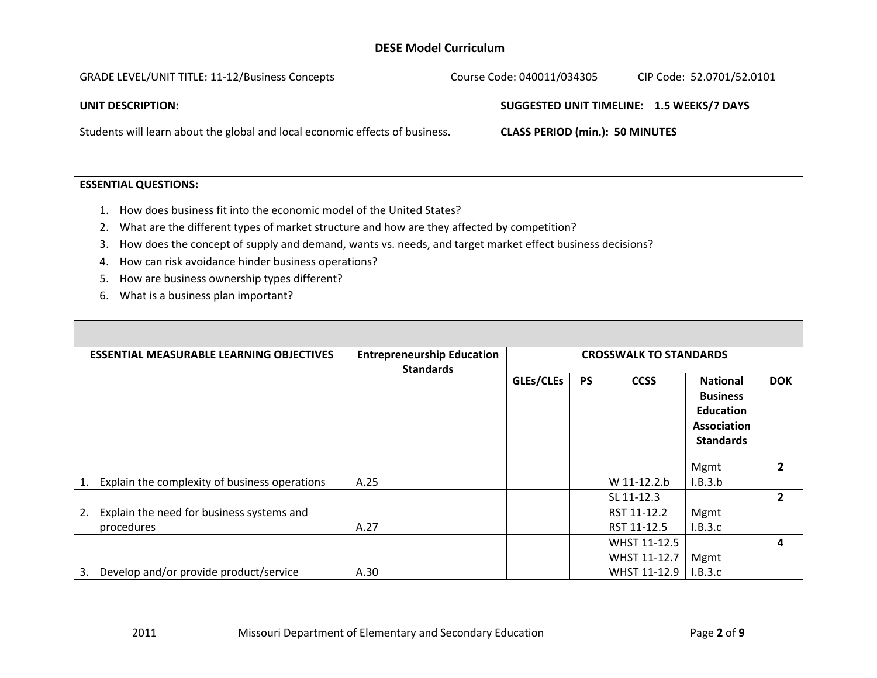**DESE Model Curriculum**

GRADE LEVEL/UNIT TITLE: 11-12/Business Concepts | Course Code: 040011/034305 | CIP Code: 52.0701/52.0101

| **UNIT DESCRIPTION:** | **SUGGESTED UNIT TIMELINE: 1.5 WEEKS/7 DAYS** |
|---|---|
| Students will learn about the global and local economic effects of business. | **CLASS PERIOD (min.): 50 MINUTES** |

**ESSENTIAL QUESTIONS:**

1. How does business fit into the economic model of the United States?
2. What are the different types of market structure and how are they affected by competition?
3. How does the concept of supply and demand, wants vs. needs, and target market effect business decisions?
4. How can risk avoidance hinder business operations?
5. How are business ownership types different?
6. What is a business plan important?

| **ESSENTIAL MEASURABLE LEARNING OBJECTIVES** | **Entrepreneurship Education Standards** | **CROSSWALK TO STANDARDS** | | | | |
|---|---|---|---|---|---|---|
| | | **GLEs/CLEs** | **PS** | **CCSS** | **National Business Education Association Standards** | **DOK** |
| 1. Explain the complexity of business operations | A.25 | | | W 11-12.2.b | Mgmt I.B.3.b | **2** |
| 2. Explain the need for business systems and procedures | A.27 | | | SL 11-12.3<br>RST 11-12.2<br>RST 11-12.5 | Mgmt I.B.3.c | **2** |
| 3. Develop and/or provide product/service | A.30 | | | WHST 11-12.5<br>WHST 11-12.7<br>WHST 11-12.9 | Mgmt I.B.3.c | **4** |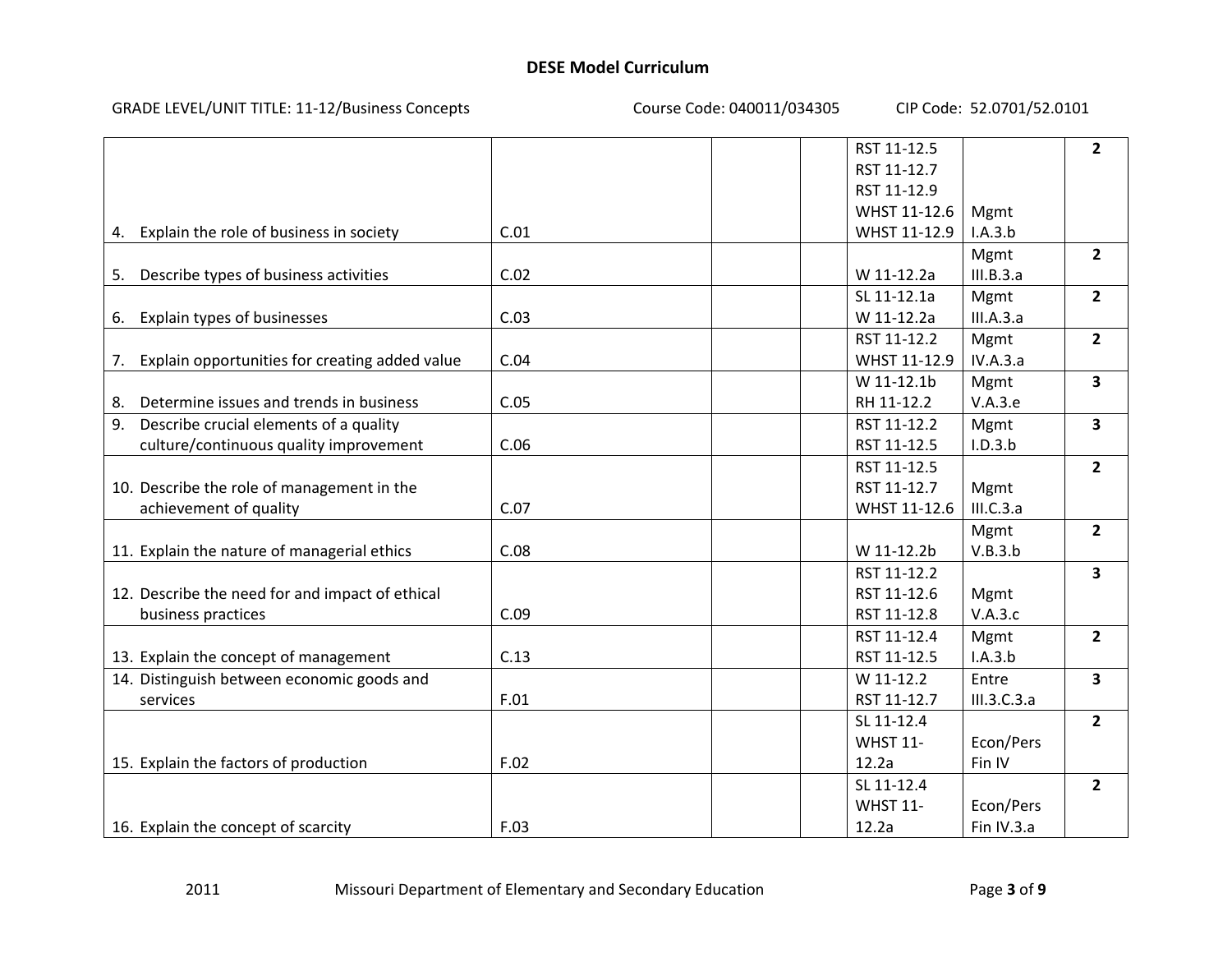**DESE Model Curriculum**

GRADE LEVEL/UNIT TITLE: 11-12/Business Concepts Course Code: 040011/034305 CIP Code: 52.0701/52.0101

| | | | | | | |
|---|---|---|---|---|---|---|
| 4. Explain the role of business in society | C.01 | | | RST 11-12.5<br>RST 11-12.7<br>RST 11-12.9<br>WHST 11-12.6<br>WHST 11-12.9 | Mgmt I.A.3.b | **2** |
| 5. Describe types of business activities | C.02 | | | W 11-12.2a | Mgmt III.B.3.a | **2** |
| 6. Explain types of businesses | C.03 | | | SL 11-12.1a<br>W 11-12.2a | Mgmt III.A.3.a | **2** |
| 7. Explain opportunities for creating added value | C.04 | | | RST 11-12.2<br>WHST 11-12.9 | Mgmt IV.A.3.a | **2** |
| 8. Determine issues and trends in business | C.05 | | | W 11-12.1b<br>RH 11-12.2 | Mgmt V.A.3.e | **3** |
| 9. Describe crucial elements of a quality culture/continuous quality improvement | C.06 | | | RST 11-12.2<br>RST 11-12.5 | Mgmt I.D.3.b | **3** |
| 10. Describe the role of management in the achievement of quality | C.07 | | | RST 11-12.5<br>RST 11-12.7<br>WHST 11-12.6 | Mgmt III.C.3.a | **2** |
| 11. Explain the nature of managerial ethics | C.08 | | | W 11-12.2b | Mgmt V.B.3.b | **2** |
| 12. Describe the need for and impact of ethical business practices | C.09 | | | RST 11-12.2<br>RST 11-12.6<br>RST 11-12.8 | Mgmt V.A.3.c | **3** |
| 13. Explain the concept of management | C.13 | | | RST 11-12.4<br>RST 11-12.5 | Mgmt I.A.3.b | **2** |
| 14. Distinguish between economic goods and services | F.01 | | | W 11-12.2<br>RST 11-12.7 | Entre III.3.C.3.a | **3** |
| 15. Explain the factors of production | F.02 | | | SL 11-12.4<br>WHST 11-12.2a | Econ/Pers Fin IV | **2** |
| 16. Explain the concept of scarcity | F.03 | | | SL 11-12.4<br>WHST 11-12.2a | Econ/Pers Fin IV.3.a | **2** |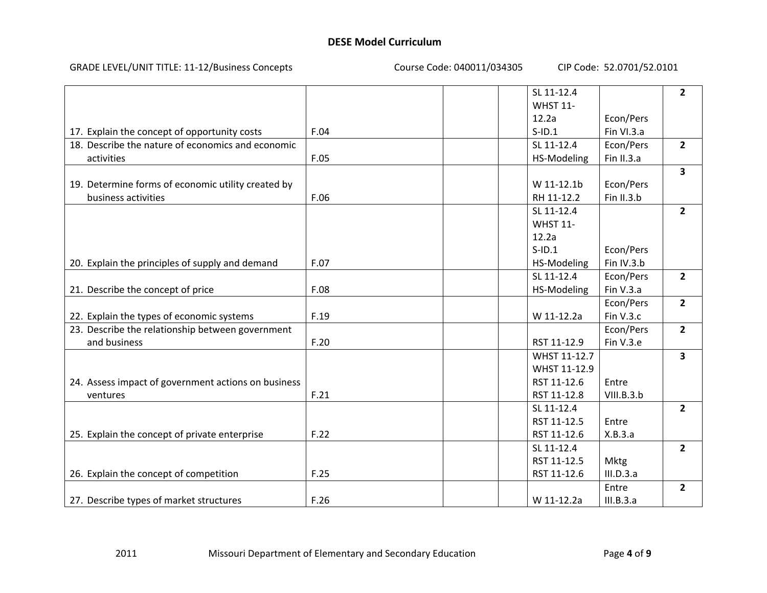# DESE Model Curriculum

GRADE LEVEL/UNIT TITLE: 11-12/Business Concepts    Course Code: 040011/034305    CIP Code: 52.0701/52.0101

| | | | | | | |
|---|---|---|---|---|---|---|
| 17. Explain the concept of opportunity costs | F.04 | | | SL 11-12.4 WHST 11-12.2a S-ID.1 | Econ/Pers Fin VI.3.a | **2** |
| 18. Describe the nature of economics and economic activities | F.05 | | | SL 11-12.4 HS-Modeling | Econ/Pers Fin II.3.a | **2** |
| 19. Determine forms of economic utility created by business activities | F.06 | | | W 11-12.1b RH 11-12.2 | Econ/Pers Fin II.3.b | **3** |
| 20. Explain the principles of supply and demand | F.07 | | | SL 11-12.4 WHST 11-12.2a S-ID.1 HS-Modeling | Econ/Pers Fin IV.3.b | **2** |
| 21. Describe the concept of price | F.08 | | | SL 11-12.4 HS-Modeling | Econ/Pers Fin V.3.a | **2** |
| 22. Explain the types of economic systems | F.19 | | | W 11-12.2a | Econ/Pers Fin V.3.c | **2** |
| 23. Describe the relationship between government and business | F.20 | | | RST 11-12.9 | Econ/Pers Fin V.3.e | **2** |
| 24. Assess impact of government actions on business ventures | F.21 | | | WHST 11-12.7 WHST 11-12.9 RST 11-12.6 RST 11-12.8 | Entre VIII.B.3.b | **3** |
| 25. Explain the concept of private enterprise | F.22 | | | SL 11-12.4 RST 11-12.5 RST 11-12.6 | Entre X.B.3.a | **2** |
| 26. Explain the concept of competition | F.25 | | | SL 11-12.4 RST 11-12.5 RST 11-12.6 | Mktg III.D.3.a | **2** |
| 27. Describe types of market structures | F.26 | | | W 11-12.2a | Entre III.B.3.a | **2** |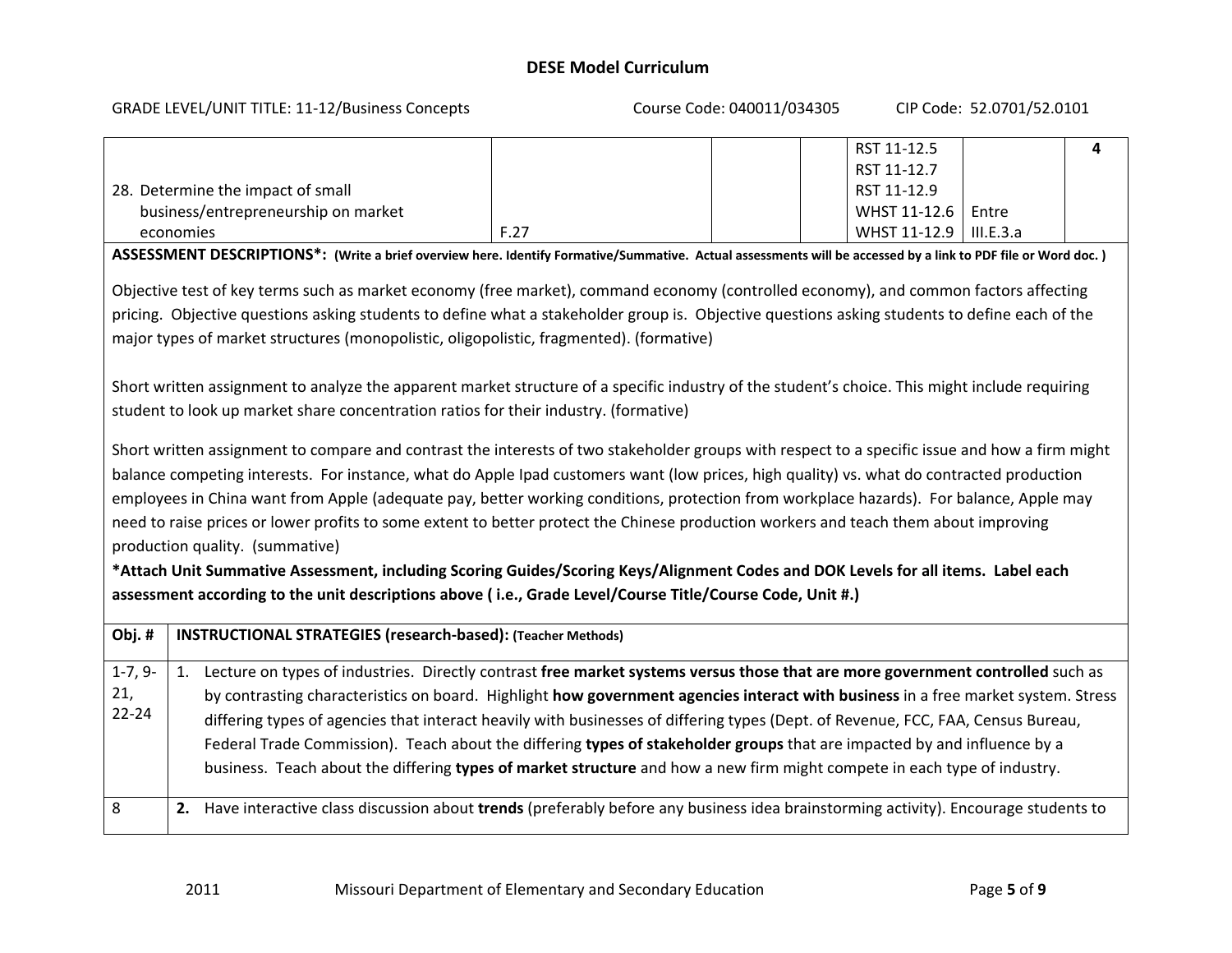# DESE Model Curriculum

GRADE LEVEL/UNIT TITLE: 11-12/Business Concepts Course Code: 040011/034305 CIP Code: 52.0701/52.0101

| | | | | | | |
|---|---|---|---|---|---|---|
| 28. Determine the impact of small business/entrepreneurship on market economies | F.27 | | | RST 11-12.5<br>RST 11-12.7<br>RST 11-12.9<br>WHST 11-12.6<br>WHST 11-12.9 | Entre III.E.3.a | 4 |

**ASSESSMENT DESCRIPTIONS*: (Write a brief overview here. Identify Formative/Summative. Actual assessments will be accessed by a link to PDF file or Word doc. )**

Objective test of key terms such as market economy (free market), command economy (controlled economy), and common factors affecting pricing. Objective questions asking students to define what a stakeholder group is. Objective questions asking students to define each of the major types of market structures (monopolistic, oligopolistic, fragmented). (formative)

Short written assignment to analyze the apparent market structure of a specific industry of the student's choice. This might include requiring student to look up market share concentration ratios for their industry. (formative)

Short written assignment to compare and contrast the interests of two stakeholder groups with respect to a specific issue and how a firm might balance competing interests. For instance, what do Apple Ipad customers want (low prices, high quality) vs. what do contracted production employees in China want from Apple (adequate pay, better working conditions, protection from workplace hazards). For balance, Apple may need to raise prices or lower profits to some extent to better protect the Chinese production workers and teach them about improving production quality. (summative)

***Attach Unit Summative Assessment, including Scoring Guides/Scoring Keys/Alignment Codes and DOK Levels for all items. Label each assessment according to the unit descriptions above ( i.e., Grade Level/Course Title/Course Code, Unit #.)**

| Obj. # | INSTRUCTIONAL STRATEGIES (research-based): (Teacher Methods) |
|---|---|
| 1-7, 9-21, 22-24 | 1. Lecture on types of industries. Directly contrast **free market systems versus those that are more government controlled** such as by contrasting characteristics on board. Highlight **how government agencies interact with business** in a free market system. Stress differing types of agencies that interact heavily with businesses of differing types (Dept. of Revenue, FCC, FAA, Census Bureau, Federal Trade Commission). Teach about the differing **types of stakeholder groups** that are impacted by and influence by a business. Teach about the differing **types of market structure** and how a new firm might compete in each type of industry. |
| 8 | **2.** Have interactive class discussion about **trends** (preferably before any business idea brainstorming activity). Encourage students to |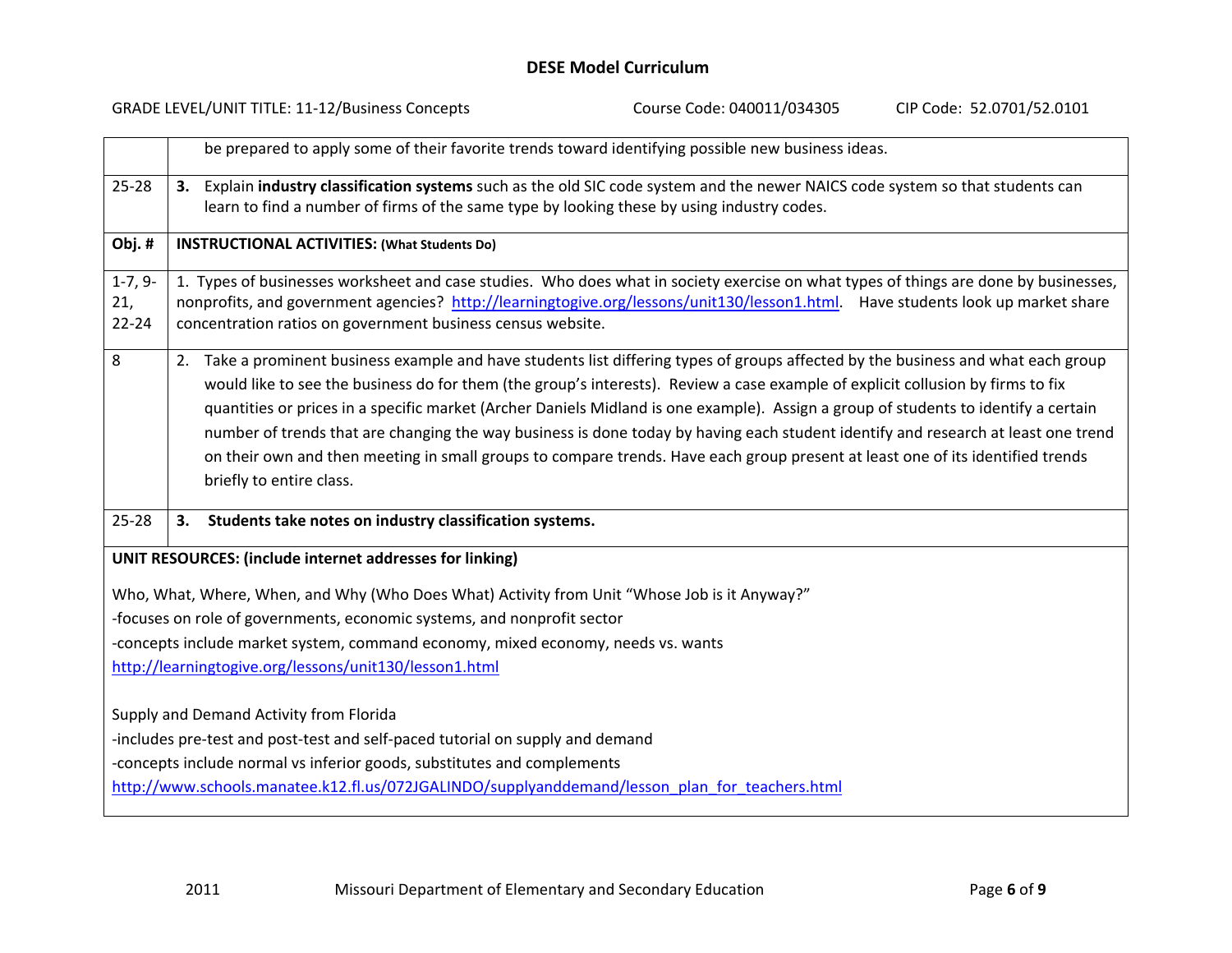| | |
|---|---|
| | be prepared to apply some of their favorite trends toward identifying possible new business ideas. |
| 25-28 | **3.** Explain **industry classification systems** such as the old SIC code system and the newer NAICS code system so that students can learn to find a number of firms of the same type by looking these by using industry codes. |
| **Obj. #** | **INSTRUCTIONAL ACTIVITIES: (What Students Do)** |
| 1-7, 9-21, 22-24 | 1. Types of businesses worksheet and case studies. Who does what in society exercise on what types of things are done by businesses, nonprofits, and government agencies? http://learningtogive.org/lessons/unit130/lesson1.html. Have students look up market share concentration ratios on government business census website. |
| 8 | 2. Take a prominent business example and have students list differing types of groups affected by the business and what each group would like to see the business do for them (the group's interests). Review a case example of explicit collusion by firms to fix quantities or prices in a specific market (Archer Daniels Midland is one example). Assign a group of students to identify a certain number of trends that are changing the way business is done today by having each student identify and research at least one trend on their own and then meeting in small groups to compare trends. Have each group present at least one of its identified trends briefly to entire class. |
| 25-28 | **3. Students take notes on industry classification systems.** |

**UNIT RESOURCES: (include internet addresses for linking)**

Who, What, Where, When, and Why (Who Does What) Activity from Unit "Whose Job is it Anyway?"
-focuses on role of governments, economic systems, and nonprofit sector
-concepts include market system, command economy, mixed economy, needs vs. wants
http://learningtogive.org/lessons/unit130/lesson1.html

Supply and Demand Activity from Florida
-includes pre-test and post-test and self-paced tutorial on supply and demand
-concepts include normal vs inferior goods, substitutes and complements
http://www.schools.manatee.k12.fl.us/072JGALINDO/supplyanddemand/lesson_plan_for_teachers.html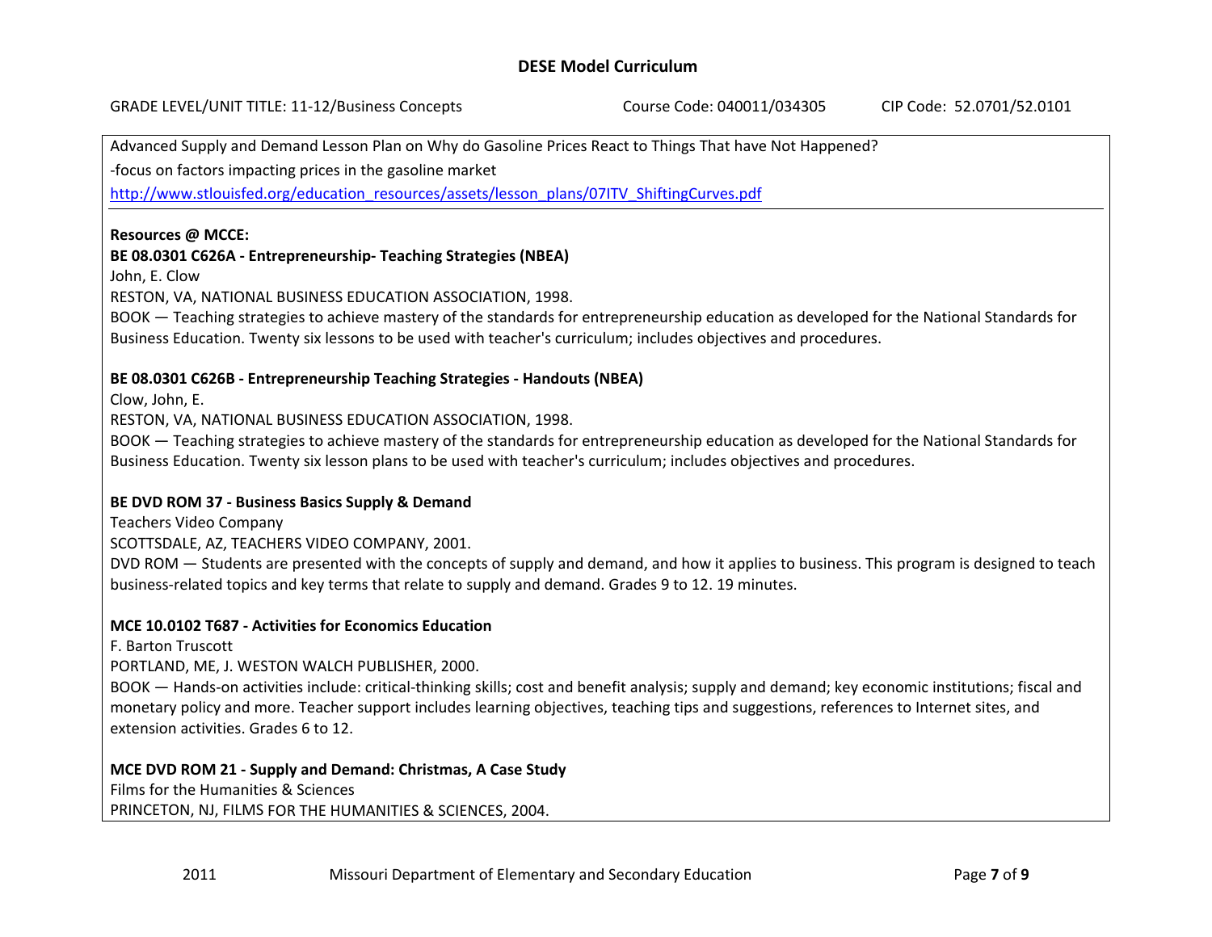Advanced Supply and Demand Lesson Plan on Why do Gasoline Prices React to Things That have Not Happened?

-focus on factors impacting prices in the gasoline market

http://www.stlouisfed.org/education_resources/assets/lesson_plans/07ITV_ShiftingCurves.pdf

**Resources @ MCCE:**

**BE 08.0301 C626A - Entrepreneurship- Teaching Strategies (NBEA)**
John, E. Clow
RESTON, VA, NATIONAL BUSINESS EDUCATION ASSOCIATION, 1998.
BOOK — Teaching strategies to achieve mastery of the standards for entrepreneurship education as developed for the National Standards for Business Education. Twenty six lessons to be used with teacher's curriculum; includes objectives and procedures.

**BE 08.0301 C626B - Entrepreneurship Teaching Strategies - Handouts (NBEA)**
Clow, John, E.
RESTON, VA, NATIONAL BUSINESS EDUCATION ASSOCIATION, 1998.
BOOK — Teaching strategies to achieve mastery of the standards for entrepreneurship education as developed for the National Standards for Business Education. Twenty six lesson plans to be used with teacher's curriculum; includes objectives and procedures.

**BE DVD ROM 37 - Business Basics Supply & Demand**
Teachers Video Company
SCOTTSDALE, AZ, TEACHERS VIDEO COMPANY, 2001.
DVD ROM — Students are presented with the concepts of supply and demand, and how it applies to business. This program is designed to teach business-related topics and key terms that relate to supply and demand. Grades 9 to 12. 19 minutes.

**MCE 10.0102 T687 - Activities for Economics Education**
F. Barton Truscott
PORTLAND, ME, J. WESTON WALCH PUBLISHER, 2000.
BOOK — Hands-on activities include: critical-thinking skills; cost and benefit analysis; supply and demand; key economic institutions; fiscal and monetary policy and more. Teacher support includes learning objectives, teaching tips and suggestions, references to Internet sites, and extension activities. Grades 6 to 12.

**MCE DVD ROM 21 - Supply and Demand: Christmas, A Case Study**
Films for the Humanities & Sciences
PRINCETON, NJ, FILMS FOR THE HUMANITIES & SCIENCES, 2004.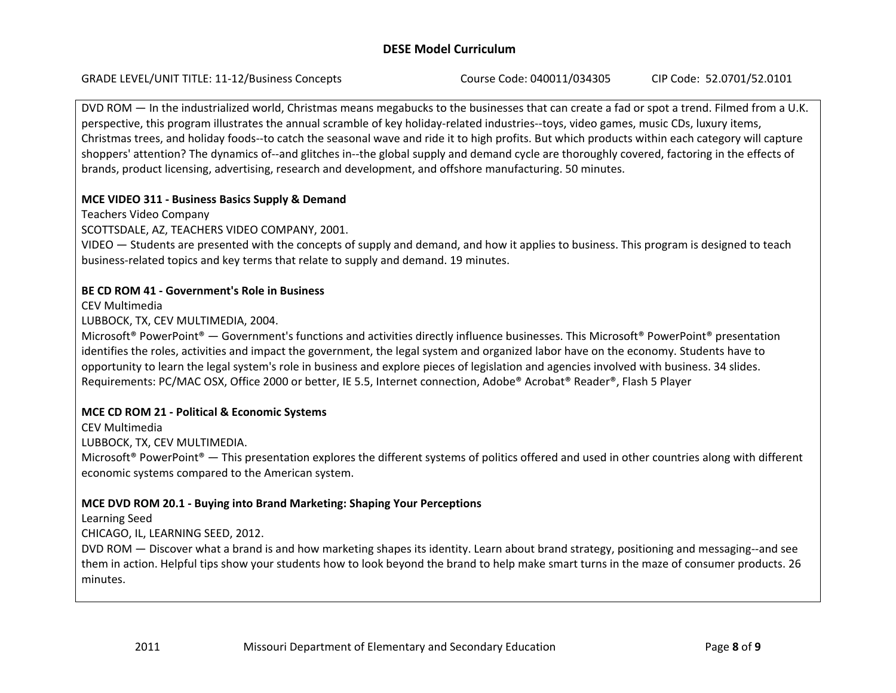DVD ROM — In the industrialized world, Christmas means megabucks to the businesses that can create a fad or spot a trend. Filmed from a U.K. perspective, this program illustrates the annual scramble of key holiday-related industries--toys, video games, music CDs, luxury items, Christmas trees, and holiday foods--to catch the seasonal wave and ride it to high profits. But which products within each category will capture shoppers' attention? The dynamics of--and glitches in--the global supply and demand cycle are thoroughly covered, factoring in the effects of brands, product licensing, advertising, research and development, and offshore manufacturing. 50 minutes.

**MCE VIDEO 311 - Business Basics Supply & Demand**
Teachers Video Company
SCOTTSDALE, AZ, TEACHERS VIDEO COMPANY, 2001.
VIDEO — Students are presented with the concepts of supply and demand, and how it applies to business. This program is designed to teach business-related topics and key terms that relate to supply and demand. 19 minutes.

**BE CD ROM 41 - Government's Role in Business**
CEV Multimedia
LUBBOCK, TX, CEV MULTIMEDIA, 2004.
Microsoft® PowerPoint® — Government's functions and activities directly influence businesses. This Microsoft® PowerPoint® presentation identifies the roles, activities and impact the government, the legal system and organized labor have on the economy. Students have to opportunity to learn the legal system's role in business and explore pieces of legislation and agencies involved with business. 34 slides. Requirements: PC/MAC OSX, Office 2000 or better, IE 5.5, Internet connection, Adobe® Acrobat® Reader®, Flash 5 Player

**MCE CD ROM 21 - Political & Economic Systems**
CEV Multimedia
LUBBOCK, TX, CEV MULTIMEDIA.
Microsoft® PowerPoint® — This presentation explores the different systems of politics offered and used in other countries along with different economic systems compared to the American system.

**MCE DVD ROM 20.1 - Buying into Brand Marketing: Shaping Your Perceptions**
Learning Seed
CHICAGO, IL, LEARNING SEED, 2012.
DVD ROM — Discover what a brand is and how marketing shapes its identity. Learn about brand strategy, positioning and messaging--and see them in action. Helpful tips show your students how to look beyond the brand to help make smart turns in the maze of consumer products. 26 minutes.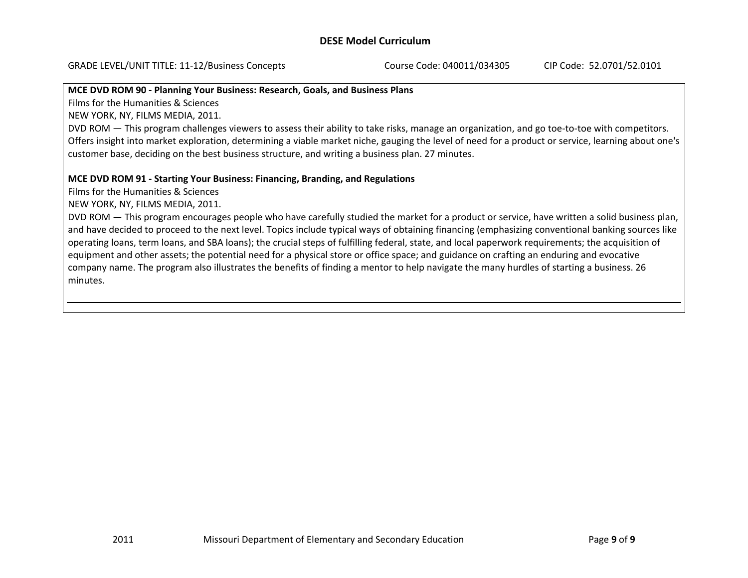**MCE DVD ROM 90 - Planning Your Business: Research, Goals, and Business Plans**
Films for the Humanities & Sciences
NEW YORK, NY, FILMS MEDIA, 2011.
DVD ROM — This program challenges viewers to assess their ability to take risks, manage an organization, and go toe-to-toe with competitors. Offers insight into market exploration, determining a viable market niche, gauging the level of need for a product or service, learning about one's customer base, deciding on the best business structure, and writing a business plan. 27 minutes.

**MCE DVD ROM 91 - Starting Your Business: Financing, Branding, and Regulations**
Films for the Humanities & Sciences
NEW YORK, NY, FILMS MEDIA, 2011.
DVD ROM — This program encourages people who have carefully studied the market for a product or service, have written a solid business plan, and have decided to proceed to the next level. Topics include typical ways of obtaining financing (emphasizing conventional banking sources like operating loans, term loans, and SBA loans); the crucial steps of fulfilling federal, state, and local paperwork requirements; the acquisition of equipment and other assets; the potential need for a physical store or office space; and guidance on crafting an enduring and evocative company name. The program also illustrates the benefits of finding a mentor to help navigate the many hurdles of starting a business. 26 minutes.